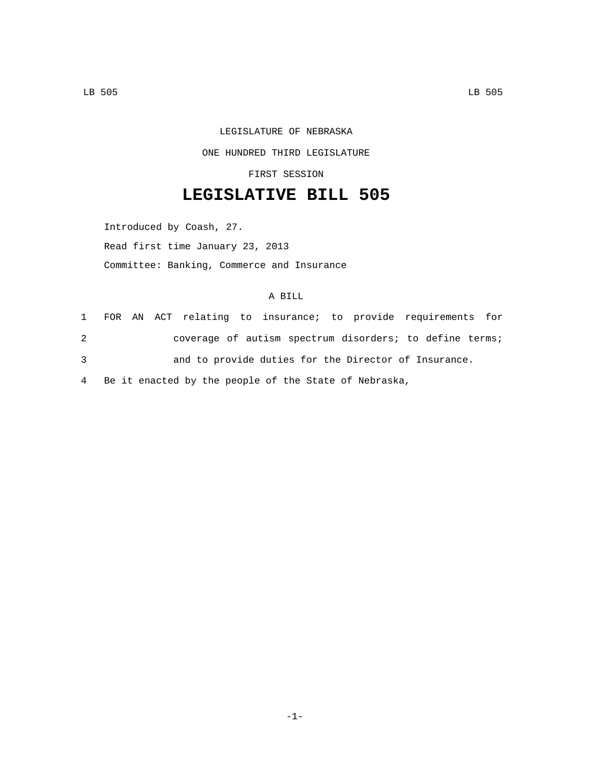LEGISLATURE OF NEBRASKA

ONE HUNDRED THIRD LEGISLATURE

FIRST SESSION

# LEGISLATIVE BILL 505

Introduced by Coash, 27.

Read first time January 23, 2013

Committee: Banking, Commerce and Insurance

A BILL

1 FOR AN ACT relating to insurance; to provide requirements for
2 coverage of autism spectrum disorders; to define terms;
3 and to provide duties for the Director of Insurance.
4 Be it enacted by the people of the State of Nebraska,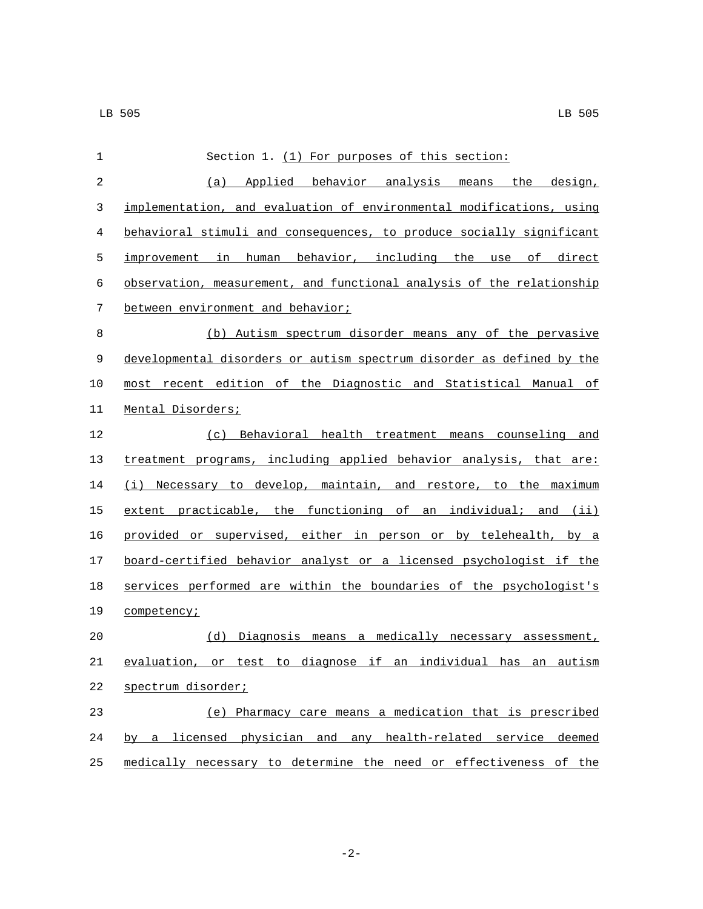Section 1. (1) For purposes of this section:

(a) Applied behavior analysis means the design, implementation, and evaluation of environmental modifications, using behavioral stimuli and consequences, to produce socially significant improvement in human behavior, including the use of direct observation, measurement, and functional analysis of the relationship between environment and behavior;

(b) Autism spectrum disorder means any of the pervasive developmental disorders or autism spectrum disorder as defined by the most recent edition of the Diagnostic and Statistical Manual of Mental Disorders;

(c) Behavioral health treatment means counseling and treatment programs, including applied behavior analysis, that are: (i) Necessary to develop, maintain, and restore, to the maximum extent practicable, the functioning of an individual; and (ii) provided or supervised, either in person or by telehealth, by a board-certified behavior analyst or a licensed psychologist if the services performed are within the boundaries of the psychologist's competency;

(d) Diagnosis means a medically necessary assessment, evaluation, or test to diagnose if an individual has an autism spectrum disorder;

(e) Pharmacy care means a medication that is prescribed by a licensed physician and any health-related service deemed medically necessary to determine the need or effectiveness of the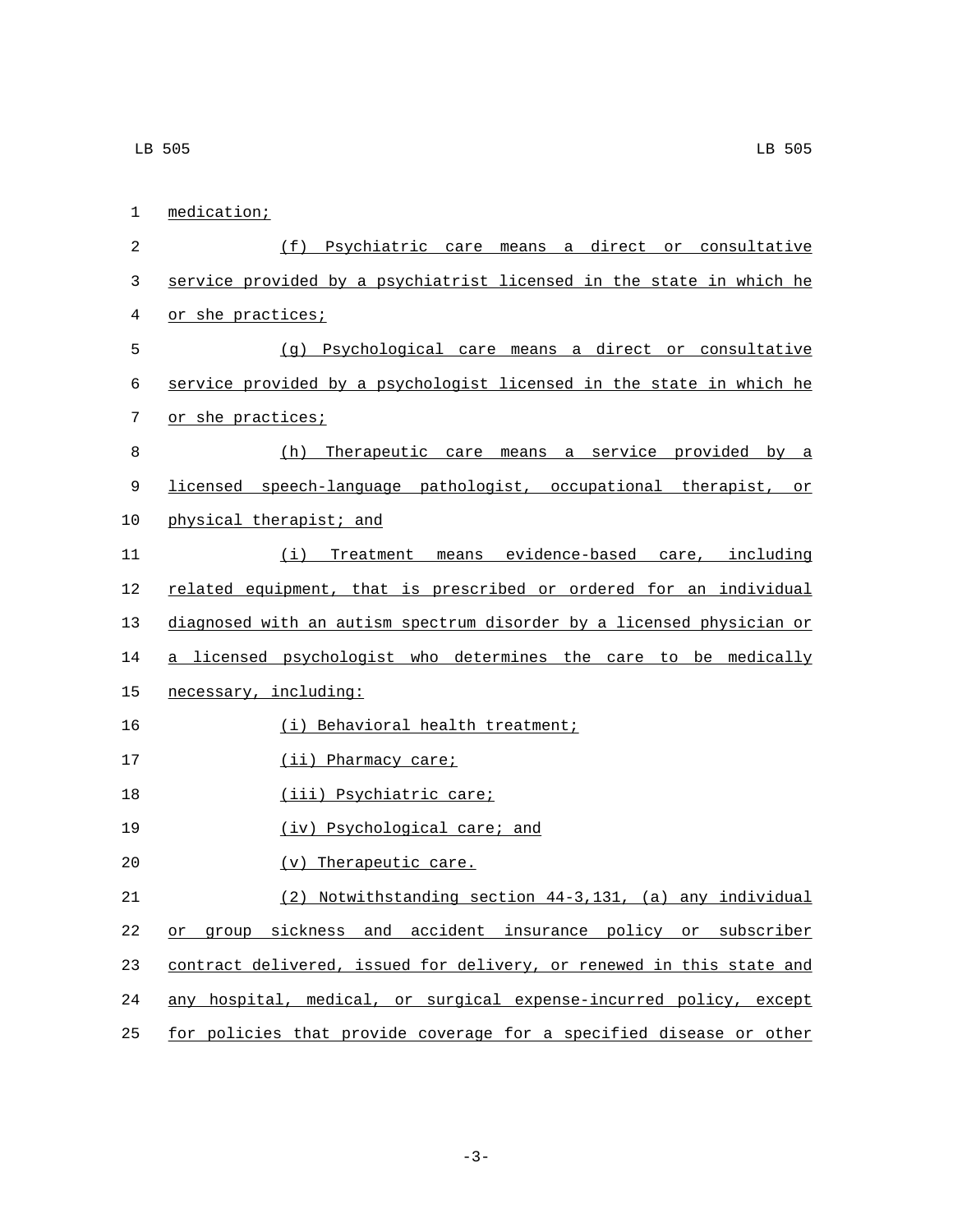medication;

(f) Psychiatric care means a direct or consultative service provided by a psychiatrist licensed in the state in which he or she practices;

(g) Psychological care means a direct or consultative service provided by a psychologist licensed in the state in which he or she practices;

(h) Therapeutic care means a service provided by a licensed speech-language pathologist, occupational therapist, or physical therapist; and

(i) Treatment means evidence-based care, including related equipment, that is prescribed or ordered for an individual diagnosed with an autism spectrum disorder by a licensed physician or a licensed psychologist who determines the care to be medically necessary, including:

(i) Behavioral health treatment;

(ii) Pharmacy care;

(iii) Psychiatric care;

(iv) Psychological care; and

(v) Therapeutic care.

(2) Notwithstanding section 44-3,131, (a) any individual or group sickness and accident insurance policy or subscriber contract delivered, issued for delivery, or renewed in this state and any hospital, medical, or surgical expense-incurred policy, except for policies that provide coverage for a specified disease or other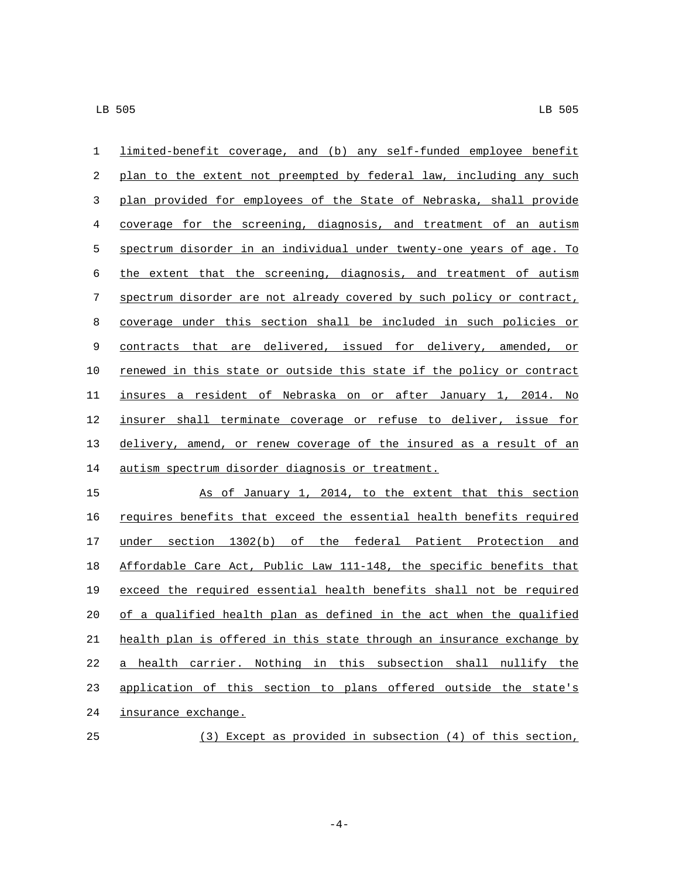limited-benefit coverage, and (b) any self-funded employee benefit plan to the extent not preempted by federal law, including any such plan provided for employees of the State of Nebraska, shall provide coverage for the screening, diagnosis, and treatment of an autism spectrum disorder in an individual under twenty-one years of age. To the extent that the screening, diagnosis, and treatment of autism spectrum disorder are not already covered by such policy or contract, coverage under this section shall be included in such policies or contracts that are delivered, issued for delivery, amended, or renewed in this state or outside this state if the policy or contract insures a resident of Nebraska on or after January 1, 2014. No insurer shall terminate coverage or refuse to deliver, issue for delivery, amend, or renew coverage of the insured as a result of an autism spectrum disorder diagnosis or treatment.

As of January 1, 2014, to the extent that this section requires benefits that exceed the essential health benefits required under section 1302(b) of the federal Patient Protection and Affordable Care Act, Public Law 111-148, the specific benefits that exceed the required essential health benefits shall not be required of a qualified health plan as defined in the act when the qualified health plan is offered in this state through an insurance exchange by a health carrier. Nothing in this subsection shall nullify the application of this section to plans offered outside the state's insurance exchange.

(3) Except as provided in subsection (4) of this section,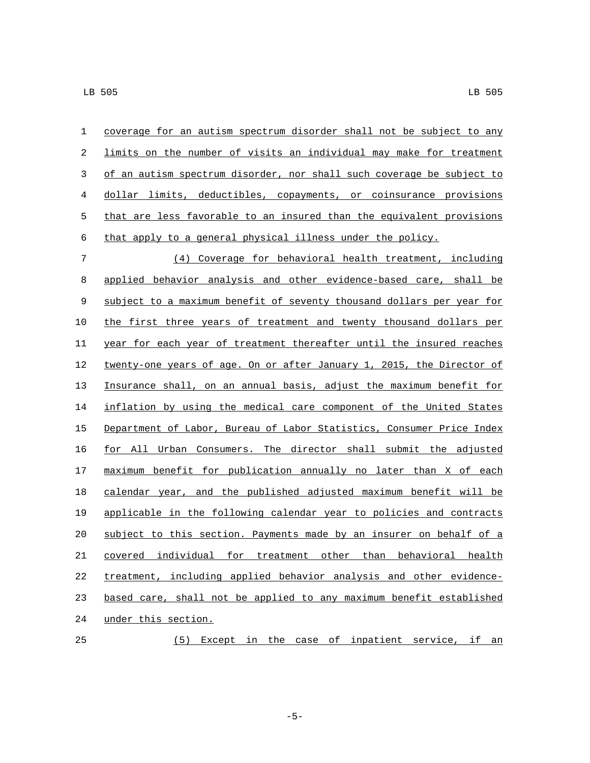coverage for an autism spectrum disorder shall not be subject to any limits on the number of visits an individual may make for treatment of an autism spectrum disorder, nor shall such coverage be subject to dollar limits, deductibles, copayments, or coinsurance provisions that are less favorable to an insured than the equivalent provisions that apply to a general physical illness under the policy.

(4) Coverage for behavioral health treatment, including applied behavior analysis and other evidence-based care, shall be subject to a maximum benefit of seventy thousand dollars per year for the first three years of treatment and twenty thousand dollars per year for each year of treatment thereafter until the insured reaches twenty-one years of age. On or after January 1, 2015, the Director of Insurance shall, on an annual basis, adjust the maximum benefit for inflation by using the medical care component of the United States Department of Labor, Bureau of Labor Statistics, Consumer Price Index for All Urban Consumers. The director shall submit the adjusted maximum benefit for publication annually no later than X of each calendar year, and the published adjusted maximum benefit will be applicable in the following calendar year to policies and contracts subject to this section. Payments made by an insurer on behalf of a covered individual for treatment other than behavioral health treatment, including applied behavior analysis and other evidence-based care, shall not be applied to any maximum benefit established under this section.

(5) Except in the case of inpatient service, if an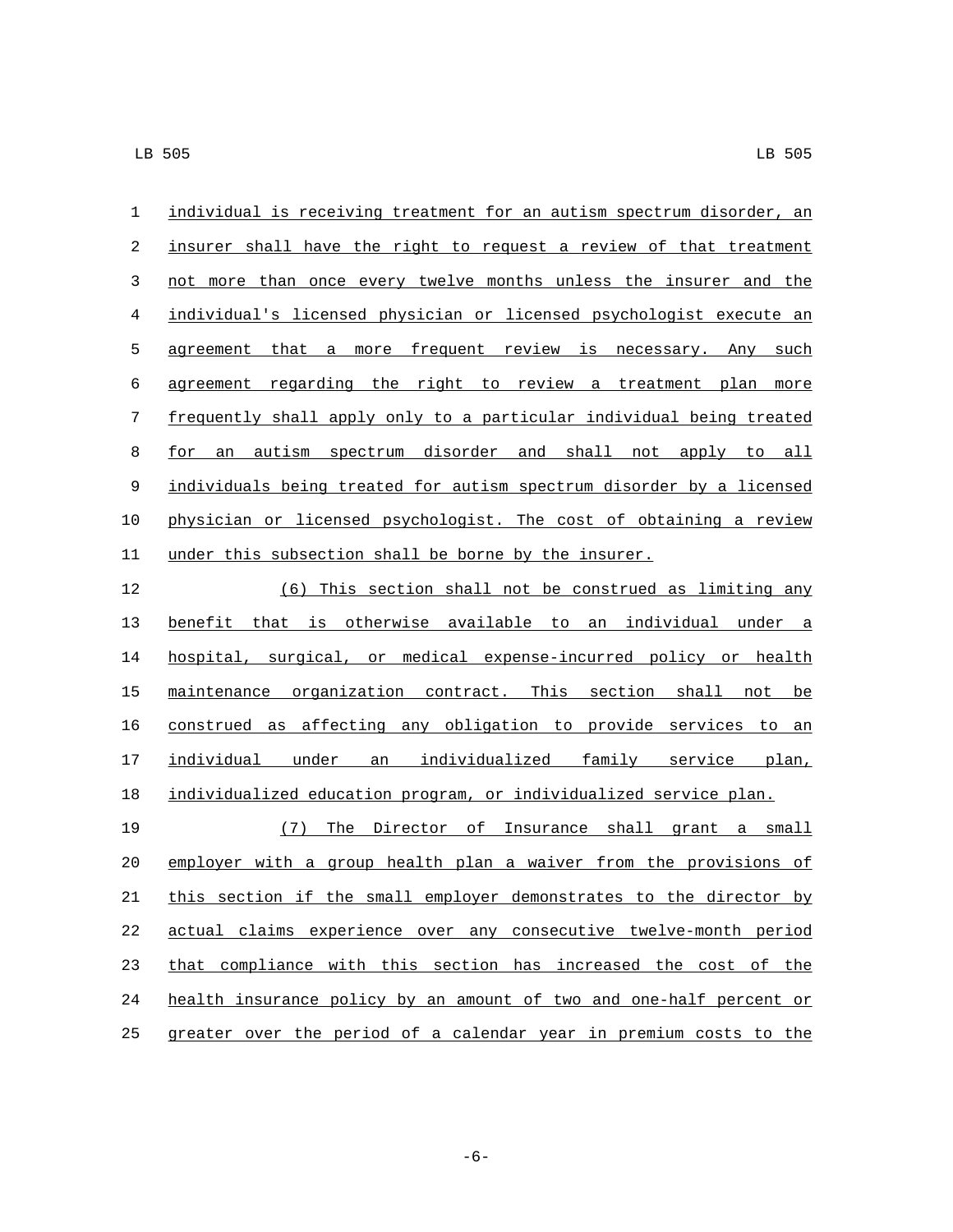individual is receiving treatment for an autism spectrum disorder, an insurer shall have the right to request a review of that treatment not more than once every twelve months unless the insurer and the individual's licensed physician or licensed psychologist execute an agreement that a more frequent review is necessary. Any such agreement regarding the right to review a treatment plan more frequently shall apply only to a particular individual being treated for an autism spectrum disorder and shall not apply to all individuals being treated for autism spectrum disorder by a licensed physician or licensed psychologist. The cost of obtaining a review under this subsection shall be borne by the insurer.

(6) This section shall not be construed as limiting any benefit that is otherwise available to an individual under a hospital, surgical, or medical expense-incurred policy or health maintenance organization contract. This section shall not be construed as affecting any obligation to provide services to an individual under an individualized family service plan, individualized education program, or individualized service plan.

(7) The Director of Insurance shall grant a small employer with a group health plan a waiver from the provisions of this section if the small employer demonstrates to the director by actual claims experience over any consecutive twelve-month period that compliance with this section has increased the cost of the health insurance policy by an amount of two and one-half percent or greater over the period of a calendar year in premium costs to the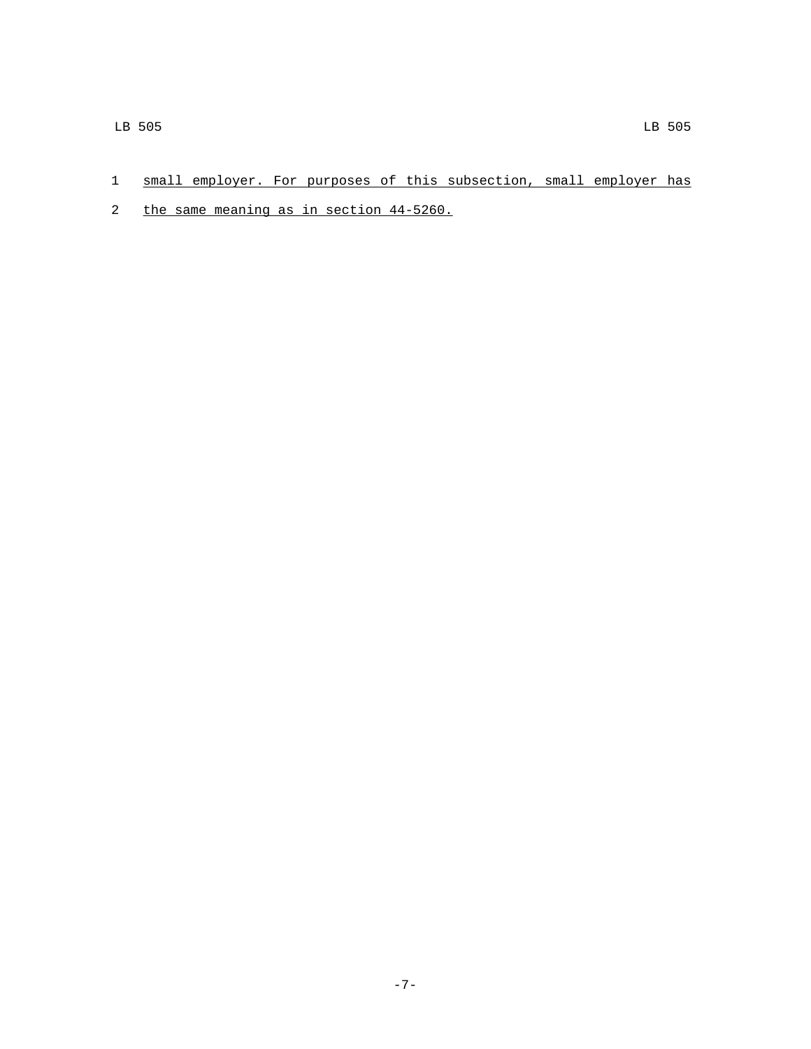small employer. For purposes of this subsection, small employer has the same meaning as in section 44-5260.